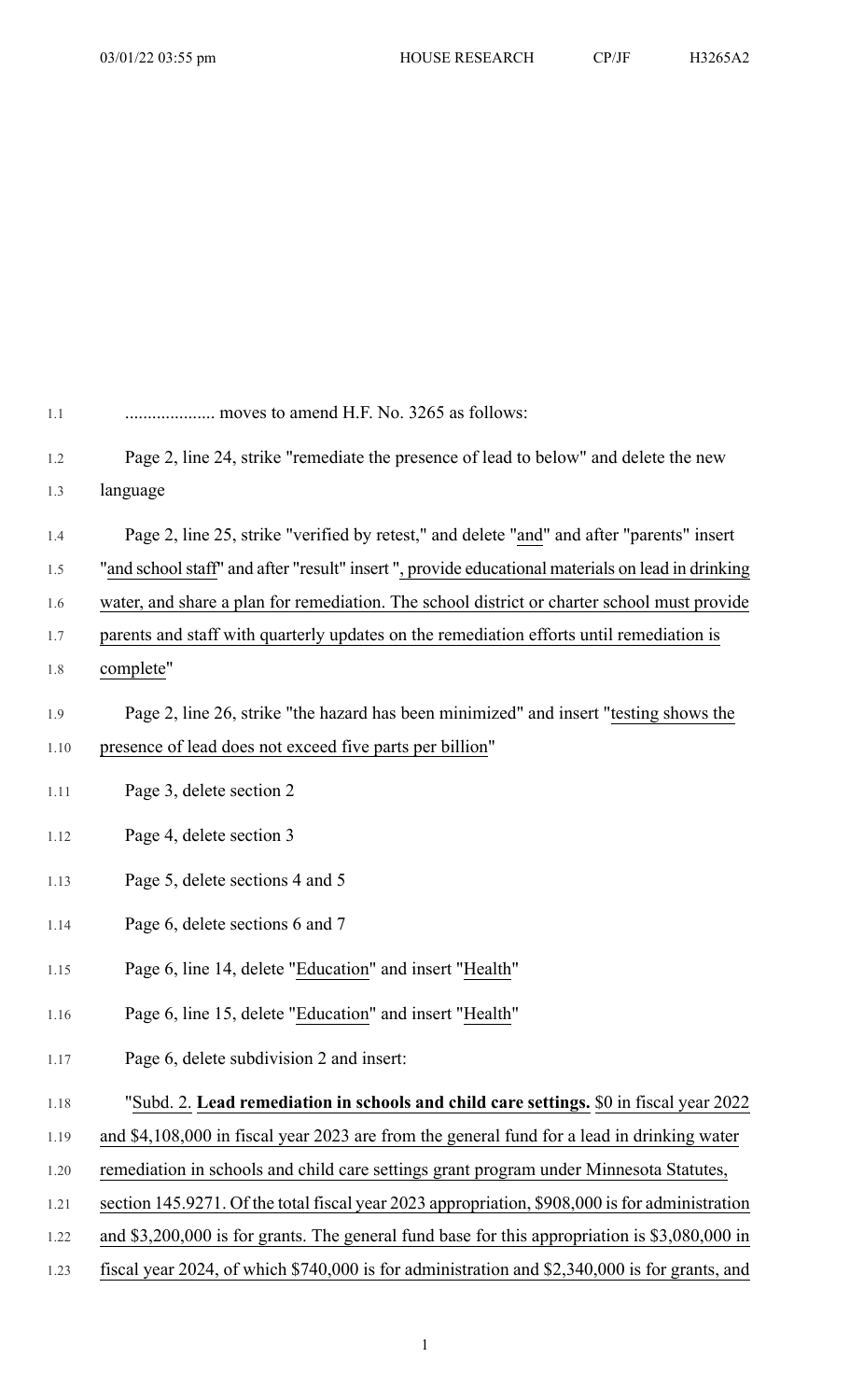.................... moves to amend H.F. No. 3265 as follows:

Page 2, line 24, strike "remediate the presence of lead to below" and delete the new language

Page 2, line 25, strike "verified by retest," and delete "and" and after "parents" insert "and school staff" and after "result" insert ", provide educational materials on lead in drinking water, and share a plan for remediation. The school district or charter school must provide parents and staff with quarterly updates on the remediation efforts until remediation is complete"

Page 2, line 26, strike "the hazard has been minimized" and insert "testing shows the presence of lead does not exceed five parts per billion"

Page 3, delete section 2

Page 4, delete section 3

Page 5, delete sections 4 and 5

Page 6, delete sections 6 and 7

Page 6, line 14, delete "Education" and insert "Health"

Page 6, line 15, delete "Education" and insert "Health"

Page 6, delete subdivision 2 and insert:

"Subd. 2. **Lead remediation in schools and child care settings.** $0 in fiscal year 2022 and $4,108,000 in fiscal year 2023 are from the general fund for a lead in drinking water remediation in schools and child care settings grant program under Minnesota Statutes, section 145.9271. Of the total fiscal year 2023 appropriation, $908,000 is for administration and $3,200,000 is for grants. The general fund base for this appropriation is $3,080,000 in fiscal year 2024, of which $740,000 is for administration and $2,340,000 is for grants, and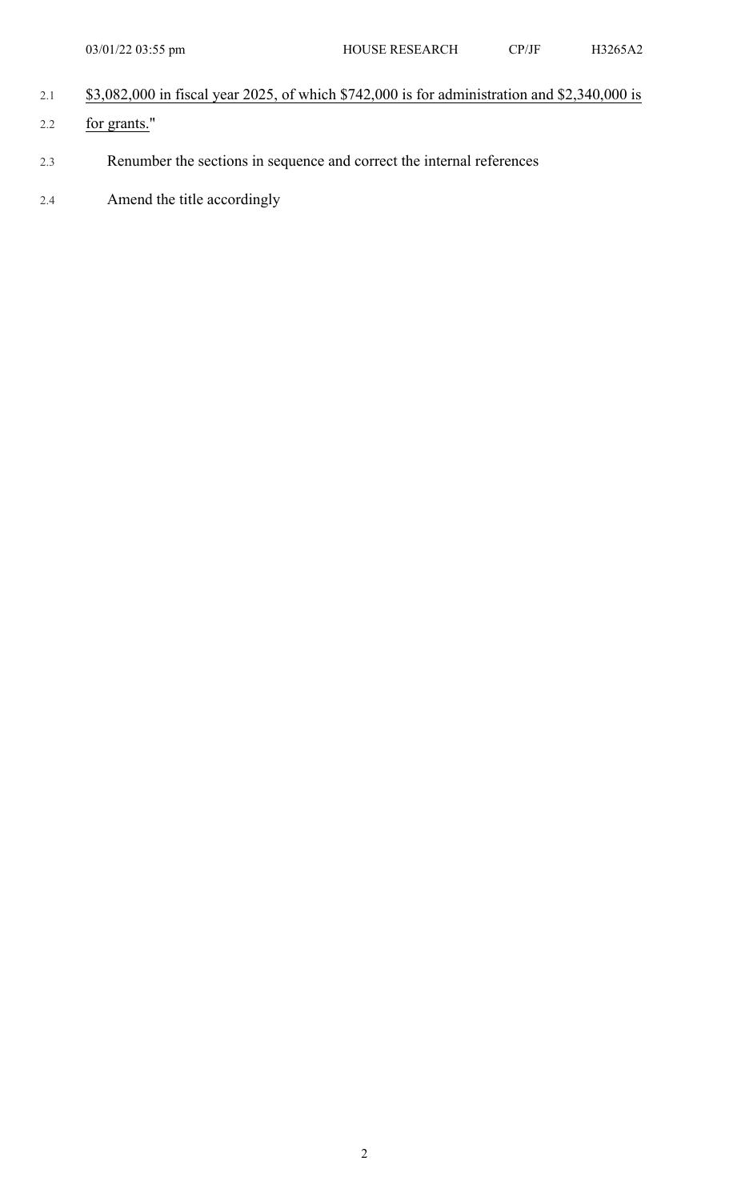$3,082,000 in fiscal year 2025, of which $742,000 is for administration and $2,340,000 is for grants."

Renumber the sections in sequence and correct the internal references

Amend the title accordingly